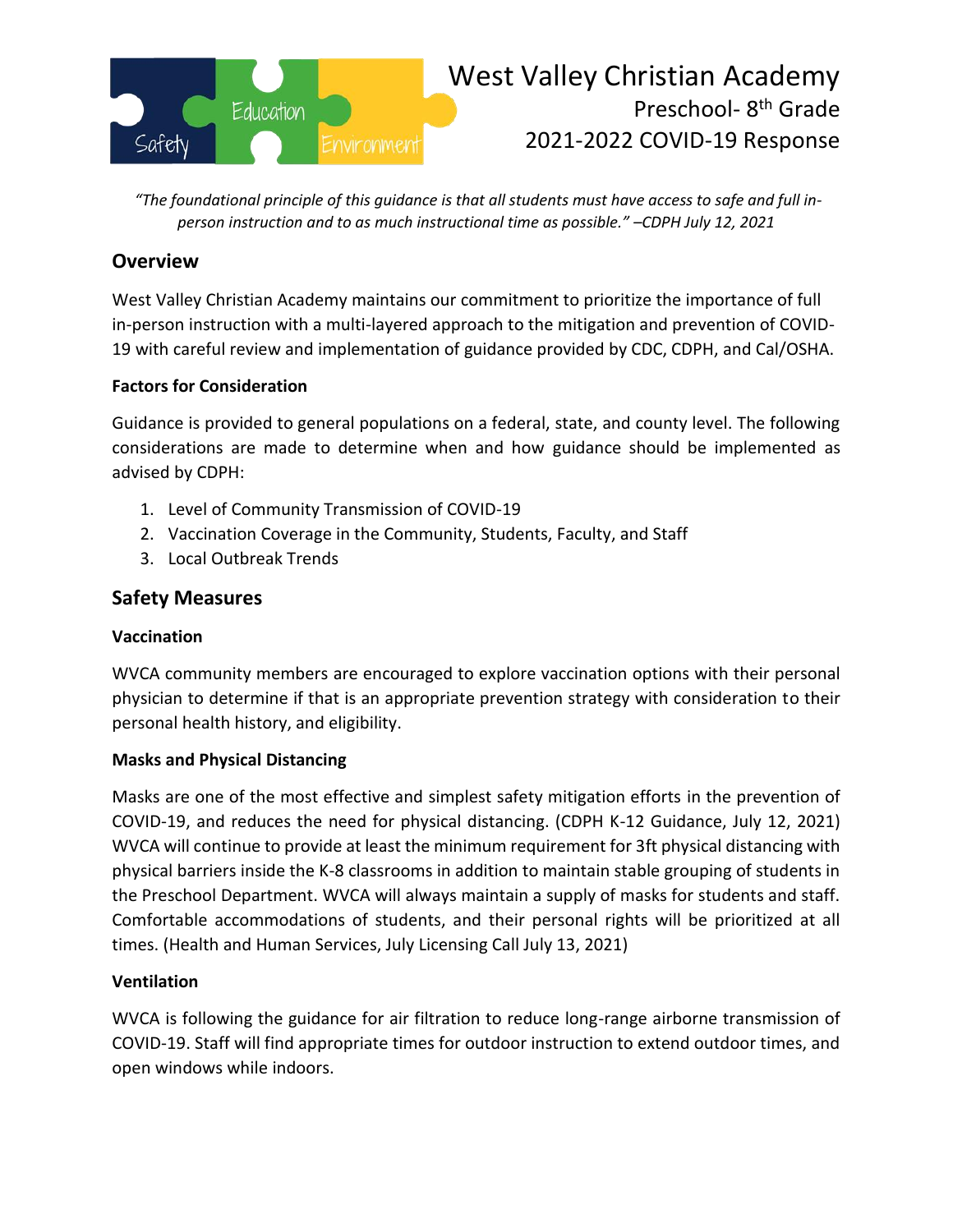# West Valley Christian Academy

Preschool- 8th Grade

2021-2022 COVID-19 Response

*"The foundational principle of this guidance is that all students must have access to safe and full in-person instruction and to as much instructional time as possible." –CDPH July 12, 2021*

## Overview

West Valley Christian Academy maintains our commitment to prioritize the importance of full in-person instruction with a multi-layered approach to the mitigation and prevention of COVID-19 with careful review and implementation of guidance provided by CDC, CDPH, and Cal/OSHA.

### Factors for Consideration

Guidance is provided to general populations on a federal, state, and county level. The following considerations are made to determine when and how guidance should be implemented as advised by CDPH:

1. Level of Community Transmission of COVID-19
2. Vaccination Coverage in the Community, Students, Faculty, and Staff
3. Local Outbreak Trends

## Safety Measures

### Vaccination

WVCA community members are encouraged to explore vaccination options with their personal physician to determine if that is an appropriate prevention strategy with consideration to their personal health history, and eligibility.

### Masks and Physical Distancing

Masks are one of the most effective and simplest safety mitigation efforts in the prevention of COVID-19, and reduces the need for physical distancing. (CDPH K-12 Guidance, July 12, 2021) WVCA will continue to provide at least the minimum requirement for 3ft physical distancing with physical barriers inside the K-8 classrooms in addition to maintain stable grouping of students in the Preschool Department. WVCA will always maintain a supply of masks for students and staff. Comfortable accommodations of students, and their personal rights will be prioritized at all times. (Health and Human Services, July Licensing Call July 13, 2021)

### Ventilation

WVCA is following the guidance for air filtration to reduce long-range airborne transmission of COVID-19. Staff will find appropriate times for outdoor instruction to extend outdoor times, and open windows while indoors.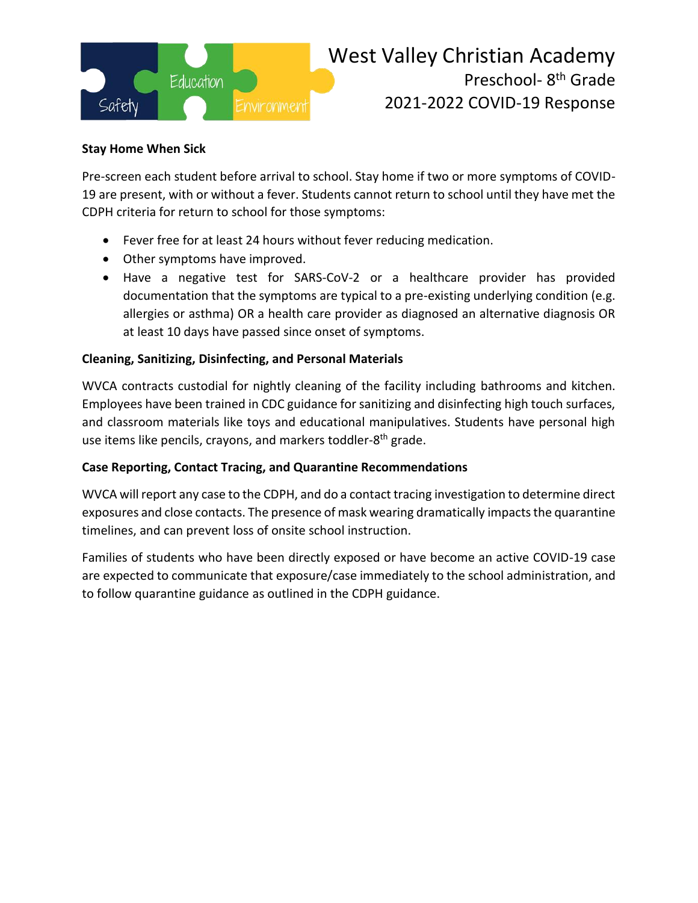### Stay Home When Sick

Pre-screen each student before arrival to school. Stay home if two or more symptoms of COVID-19 are present, with or without a fever. Students cannot return to school until they have met the CDPH criteria for return to school for those symptoms:

- Fever free for at least 24 hours without fever reducing medication.
- Other symptoms have improved.
- Have a negative test for SARS-CoV-2 or a healthcare provider has provided documentation that the symptoms are typical to a pre-existing underlying condition (e.g. allergies or asthma) OR a health care provider as diagnosed an alternative diagnosis OR at least 10 days have passed since onset of symptoms.

### Cleaning, Sanitizing, Disinfecting, and Personal Materials

WVCA contracts custodial for nightly cleaning of the facility including bathrooms and kitchen. Employees have been trained in CDC guidance for sanitizing and disinfecting high touch surfaces, and classroom materials like toys and educational manipulatives. Students have personal high use items like pencils, crayons, and markers toddler-8th grade.

### Case Reporting, Contact Tracing, and Quarantine Recommendations

WVCA will report any case to the CDPH, and do a contact tracing investigation to determine direct exposures and close contacts. The presence of mask wearing dramatically impacts the quarantine timelines, and can prevent loss of onsite school instruction.

Families of students who have been directly exposed or have become an active COVID-19 case are expected to communicate that exposure/case immediately to the school administration, and to follow quarantine guidance as outlined in the CDPH guidance.